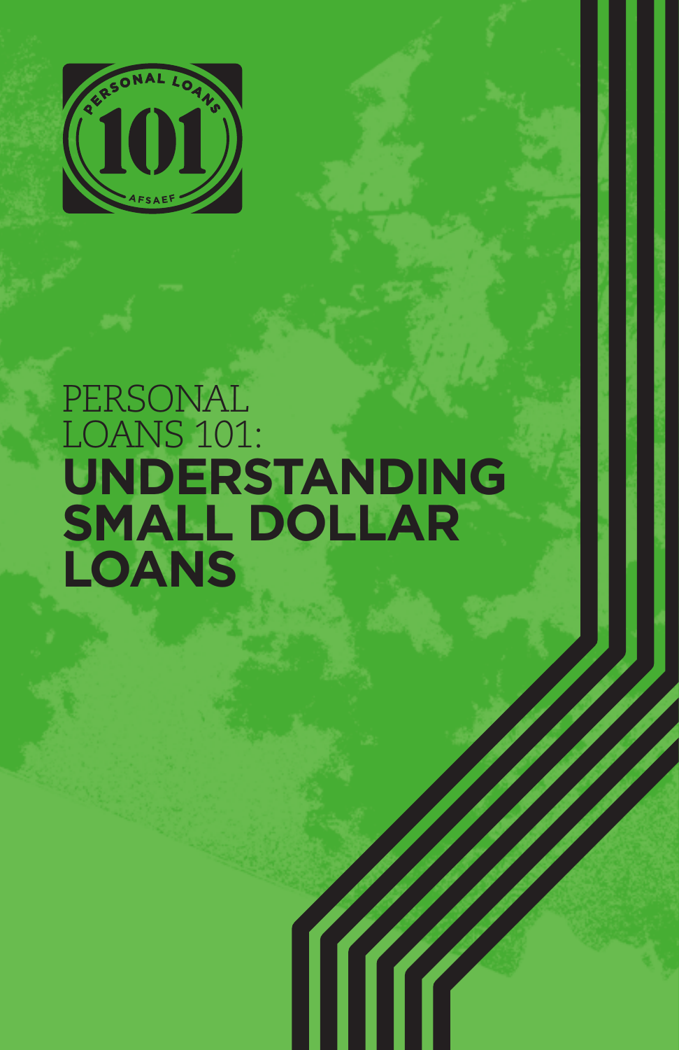PERSONAL LOANS 101 AFSAEF

# PERSONAL LOANS 101: **UNDERSTANDING SMALL DOLLAR LOANS**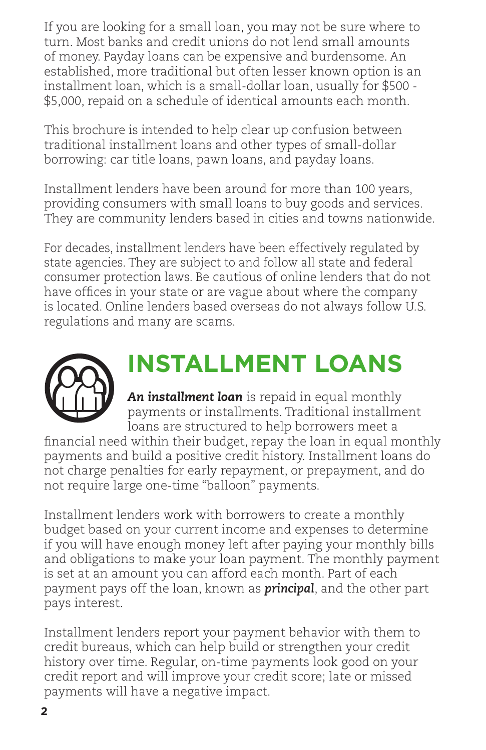If you are looking for a small loan, you may not be sure where to turn. Most banks and credit unions do not lend small amounts of money. Payday loans can be expensive and burdensome. An established, more traditional but often lesser known option is an installment loan, which is a small-dollar loan, usually for $500 - $5,000, repaid on a schedule of identical amounts each month.

This brochure is intended to help clear up confusion between traditional installment loans and other types of small-dollar borrowing: car title loans, pawn loans, and payday loans.

Installment lenders have been around for more than 100 years, providing consumers with small loans to buy goods and services. They are community lenders based in cities and towns nationwide.

For decades, installment lenders have been effectively regulated by state agencies. They are subject to and follow all state and federal consumer protection laws. Be cautious of online lenders that do not have offices in your state or are vague about where the company is located. Online lenders based overseas do not always follow U.S. regulations and many are scams.

# INSTALLMENT LOANS

***An installment loan*** is repaid in equal monthly payments or installments. Traditional installment loans are structured to help borrowers meet a financial need within their budget, repay the loan in equal monthly payments and build a positive credit history. Installment loans do not charge penalties for early repayment, or prepayment, and do not require large one-time "balloon" payments.

Installment lenders work with borrowers to create a monthly budget based on your current income and expenses to determine if you will have enough money left after paying your monthly bills and obligations to make your loan payment. The monthly payment is set at an amount you can afford each month. Part of each payment pays off the loan, known as ***principal***, and the other part pays interest.

Installment lenders report your payment behavior with them to credit bureaus, which can help build or strengthen your credit history over time. Regular, on-time payments look good on your credit report and will improve your credit score; late or missed payments will have a negative impact.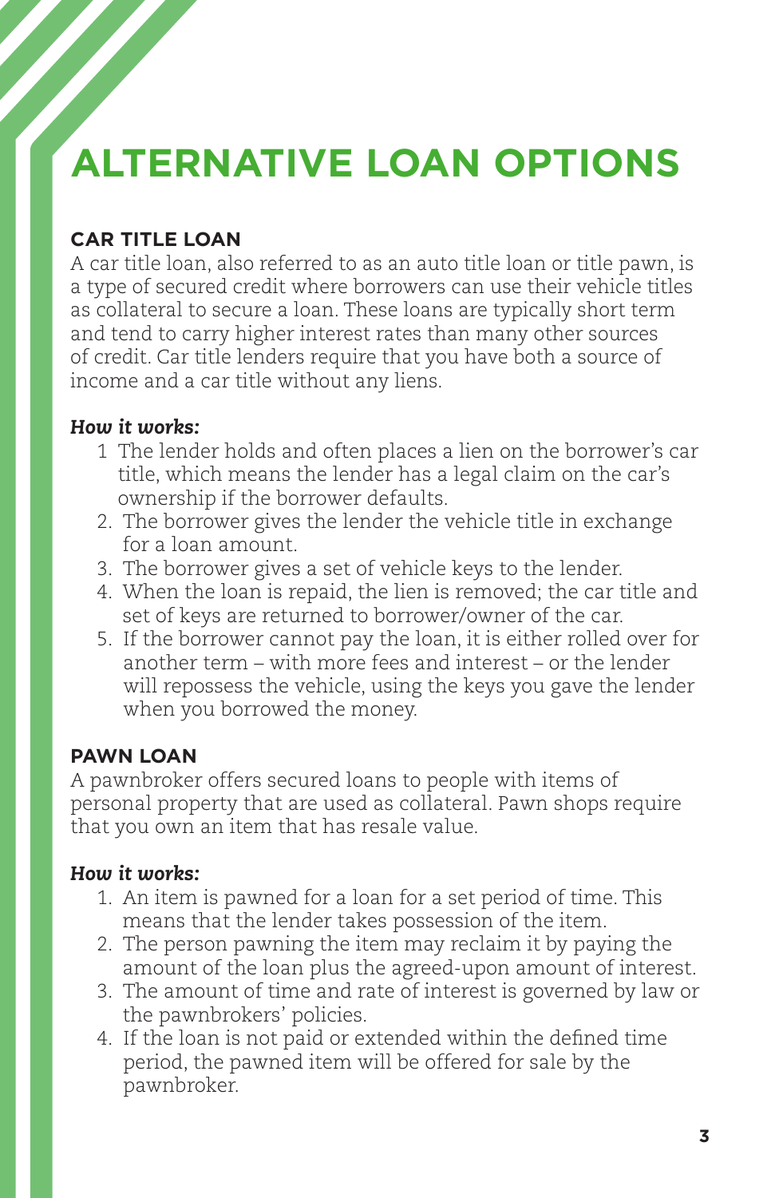# ALTERNATIVE LOAN OPTIONS

## CAR TITLE LOAN

A car title loan, also referred to as an auto title loan or title pawn, is a type of secured credit where borrowers can use their vehicle titles as collateral to secure a loan. These loans are typically short term and tend to carry higher interest rates than many other sources of credit. Car title lenders require that you have both a source of income and a car title without any liens.

***How it works:***

1. The lender holds and often places a lien on the borrower's car title, which means the lender has a legal claim on the car's ownership if the borrower defaults.
2. The borrower gives the lender the vehicle title in exchange for a loan amount.
3. The borrower gives a set of vehicle keys to the lender.
4. When the loan is repaid, the lien is removed; the car title and set of keys are returned to borrower/owner of the car.
5. If the borrower cannot pay the loan, it is either rolled over for another term – with more fees and interest – or the lender will repossess the vehicle, using the keys you gave the lender when you borrowed the money.

## PAWN LOAN

A pawnbroker offers secured loans to people with items of personal property that are used as collateral. Pawn shops require that you own an item that has resale value.

***How it works:***

1. An item is pawned for a loan for a set period of time. This means that the lender takes possession of the item.
2. The person pawning the item may reclaim it by paying the amount of the loan plus the agreed-upon amount of interest.
3. The amount of time and rate of interest is governed by law or the pawnbrokers' policies.
4. If the loan is not paid or extended within the defined time period, the pawned item will be offered for sale by the pawnbroker.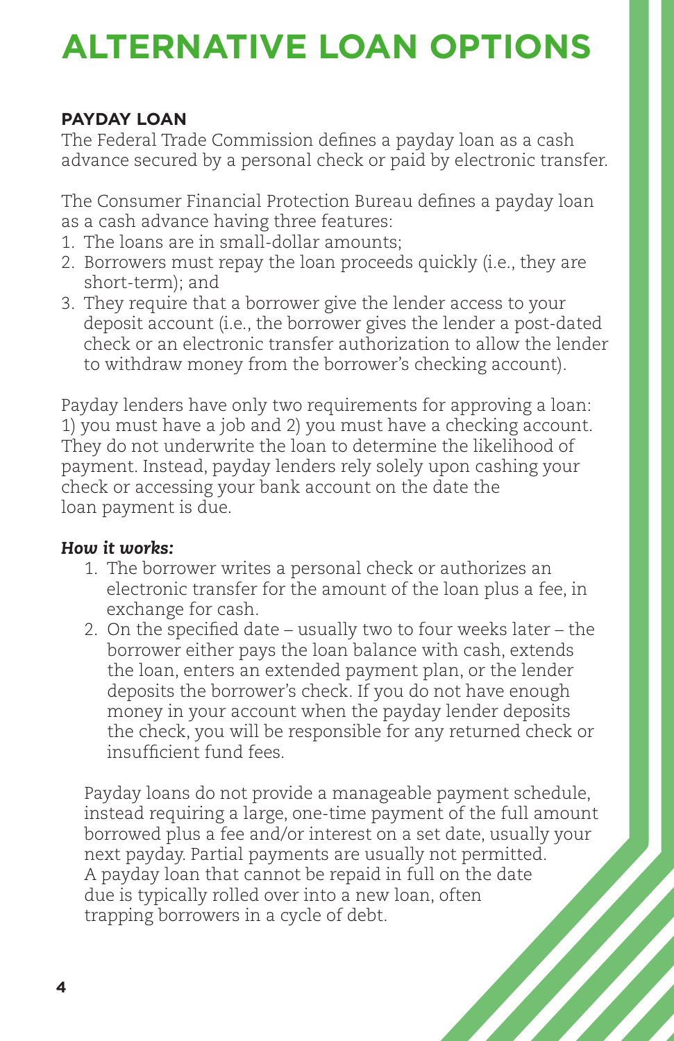# ALTERNATIVE LOAN OPTIONS

### PAYDAY LOAN

The Federal Trade Commission defines a payday loan as a cash advance secured by a personal check or paid by electronic transfer.

The Consumer Financial Protection Bureau defines a payday loan as a cash advance having three features:

1. The loans are in small-dollar amounts;
2. Borrowers must repay the loan proceeds quickly (i.e., they are short-term); and
3. They require that a borrower give the lender access to your deposit account (i.e., the borrower gives the lender a post-dated check or an electronic transfer authorization to allow the lender to withdraw money from the borrower's checking account).

Payday lenders have only two requirements for approving a loan: 1) you must have a job and 2) you must have a checking account. They do not underwrite the loan to determine the likelihood of payment. Instead, payday lenders rely solely upon cashing your check or accessing your bank account on the date the loan payment is due.

***How it works:***

1. The borrower writes a personal check or authorizes an electronic transfer for the amount of the loan plus a fee, in exchange for cash.
2. On the specified date – usually two to four weeks later – the borrower either pays the loan balance with cash, extends the loan, enters an extended payment plan, or the lender deposits the borrower's check. If you do not have enough money in your account when the payday lender deposits the check, you will be responsible for any returned check or insufficient fund fees.

Payday loans do not provide a manageable payment schedule, instead requiring a large, one-time payment of the full amount borrowed plus a fee and/or interest on a set date, usually your next payday. Partial payments are usually not permitted. A payday loan that cannot be repaid in full on the date due is typically rolled over into a new loan, often trapping borrowers in a cycle of debt.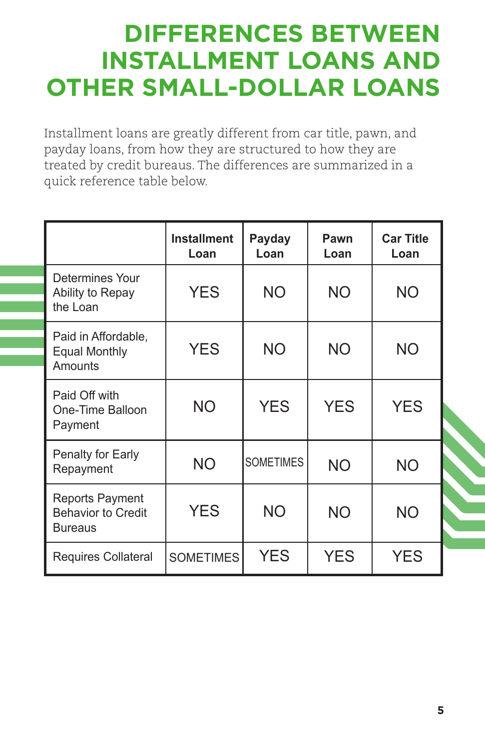# DIFFERENCES BETWEEN INSTALLMENT LOANS AND OTHER SMALL-DOLLAR LOANS

Installment loans are greatly different from car title, pawn, and payday loans, from how they are structured to how they are treated by credit bureaus. The differences are summarized in a quick reference table below.

| | Installment Loan | Payday Loan | Pawn Loan | Car Title Loan |
|---|---|---|---|---|
| Determines Your Ability to Repay the Loan | YES | NO | NO | NO |
| Paid in Affordable, Equal Monthly Amounts | YES | NO | NO | NO |
| Paid Off with One-Time Balloon Payment | NO | YES | YES | YES |
| Penalty for Early Repayment | NO | SOMETIMES | NO | NO |
| Reports Payment Behavior to Credit Bureaus | YES | NO | NO | NO |
| Requires Collateral | SOMETIMES | YES | YES | YES |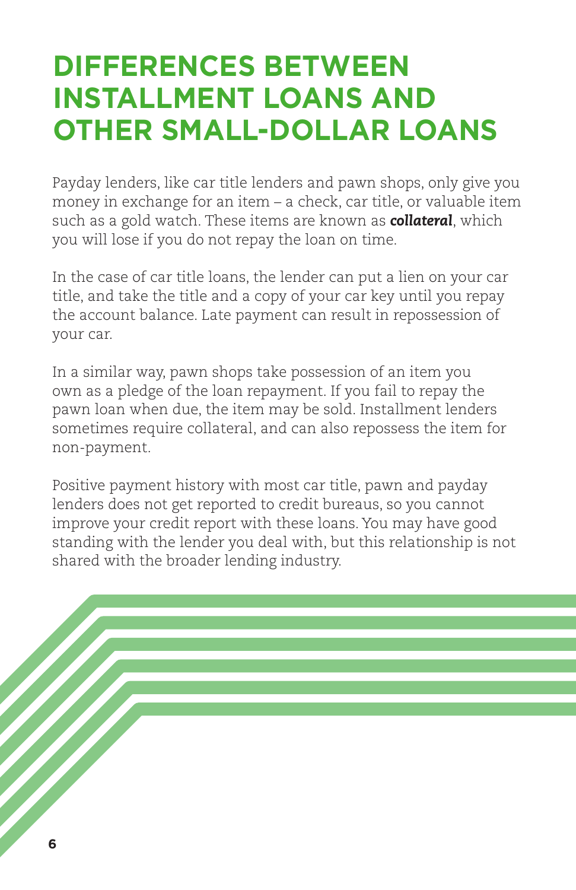# DIFFERENCES BETWEEN INSTALLMENT LOANS AND OTHER SMALL-DOLLAR LOANS

Payday lenders, like car title lenders and pawn shops, only give you money in exchange for an item – a check, car title, or valuable item such as a gold watch. These items are known as ***collateral***, which you will lose if you do not repay the loan on time.

In the case of car title loans, the lender can put a lien on your car title, and take the title and a copy of your car key until you repay the account balance. Late payment can result in repossession of your car.

In a similar way, pawn shops take possession of an item you own as a pledge of the loan repayment. If you fail to repay the pawn loan when due, the item may be sold. Installment lenders sometimes require collateral, and can also repossess the item for non-payment.

Positive payment history with most car title, pawn and payday lenders does not get reported to credit bureaus, so you cannot improve your credit report with these loans. You may have good standing with the lender you deal with, but this relationship is not shared with the broader lending industry.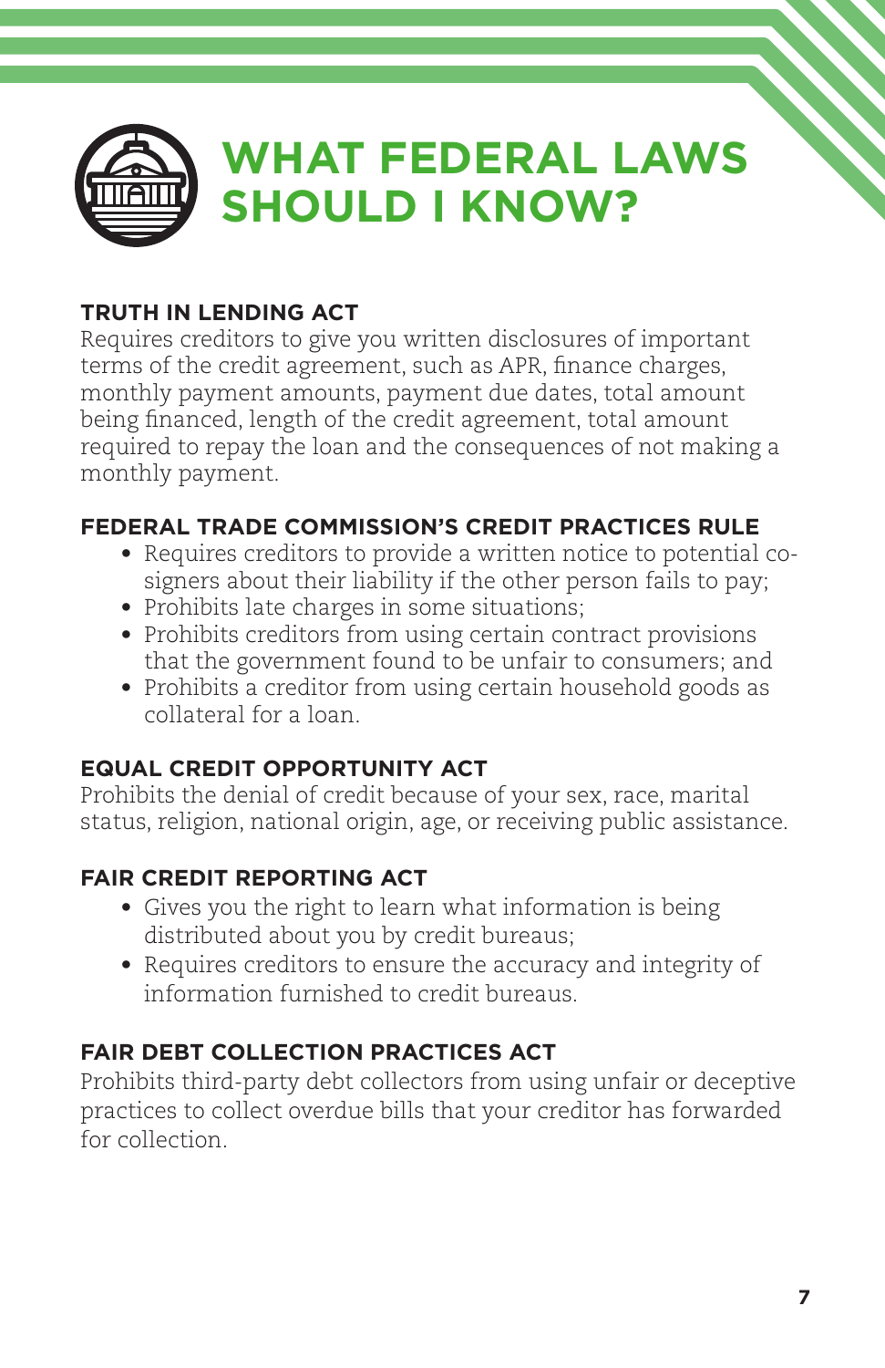# WHAT FEDERAL LAWS SHOULD I KNOW?

### TRUTH IN LENDING ACT

Requires creditors to give you written disclosures of important terms of the credit agreement, such as APR, finance charges, monthly payment amounts, payment due dates, total amount being financed, length of the credit agreement, total amount required to repay the loan and the consequences of not making a monthly payment.

### FEDERAL TRADE COMMISSION'S CREDIT PRACTICES RULE

- Requires creditors to provide a written notice to potential co-signers about their liability if the other person fails to pay;
- Prohibits late charges in some situations;
- Prohibits creditors from using certain contract provisions that the government found to be unfair to consumers; and
- Prohibits a creditor from using certain household goods as collateral for a loan.

### EQUAL CREDIT OPPORTUNITY ACT

Prohibits the denial of credit because of your sex, race, marital status, religion, national origin, age, or receiving public assistance.

### FAIR CREDIT REPORTING ACT

- Gives you the right to learn what information is being distributed about you by credit bureaus;
- Requires creditors to ensure the accuracy and integrity of information furnished to credit bureaus.

### FAIR DEBT COLLECTION PRACTICES ACT

Prohibits third-party debt collectors from using unfair or deceptive practices to collect overdue bills that your creditor has forwarded for collection.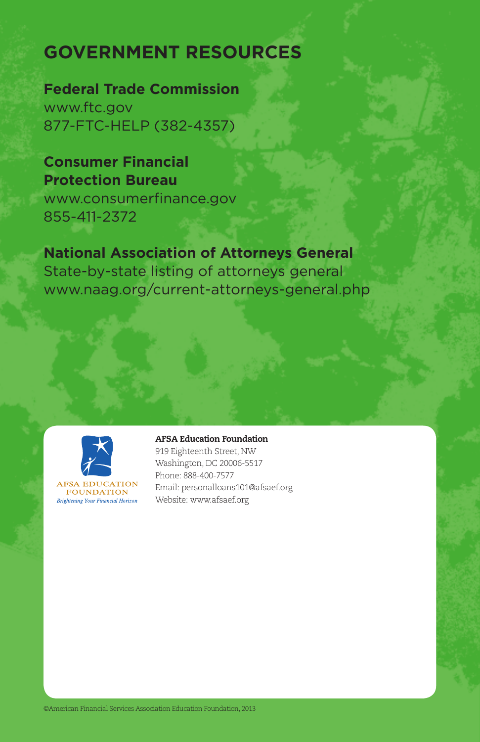# GOVERNMENT RESOURCES

**Federal Trade Commission**
www.ftc.gov
877-FTC-HELP (382-4357)

**Consumer Financial Protection Bureau**
www.consumerfinance.gov
855-411-2372

**National Association of Attorneys General**
State-by-state listing of attorneys general
www.naag.org/current-attorneys-general.php

AFSA EDUCATION FOUNDATION
*Brightening Your Financial Horizon*

**AFSA Education Foundation**
919 Eighteenth Street, NW
Washington, DC 20006-5517
Phone: 888-400-7577
Email: personalloans101@afsaef.org
Website: www.afsaef.org

©American Financial Services Association Education Foundation, 2013